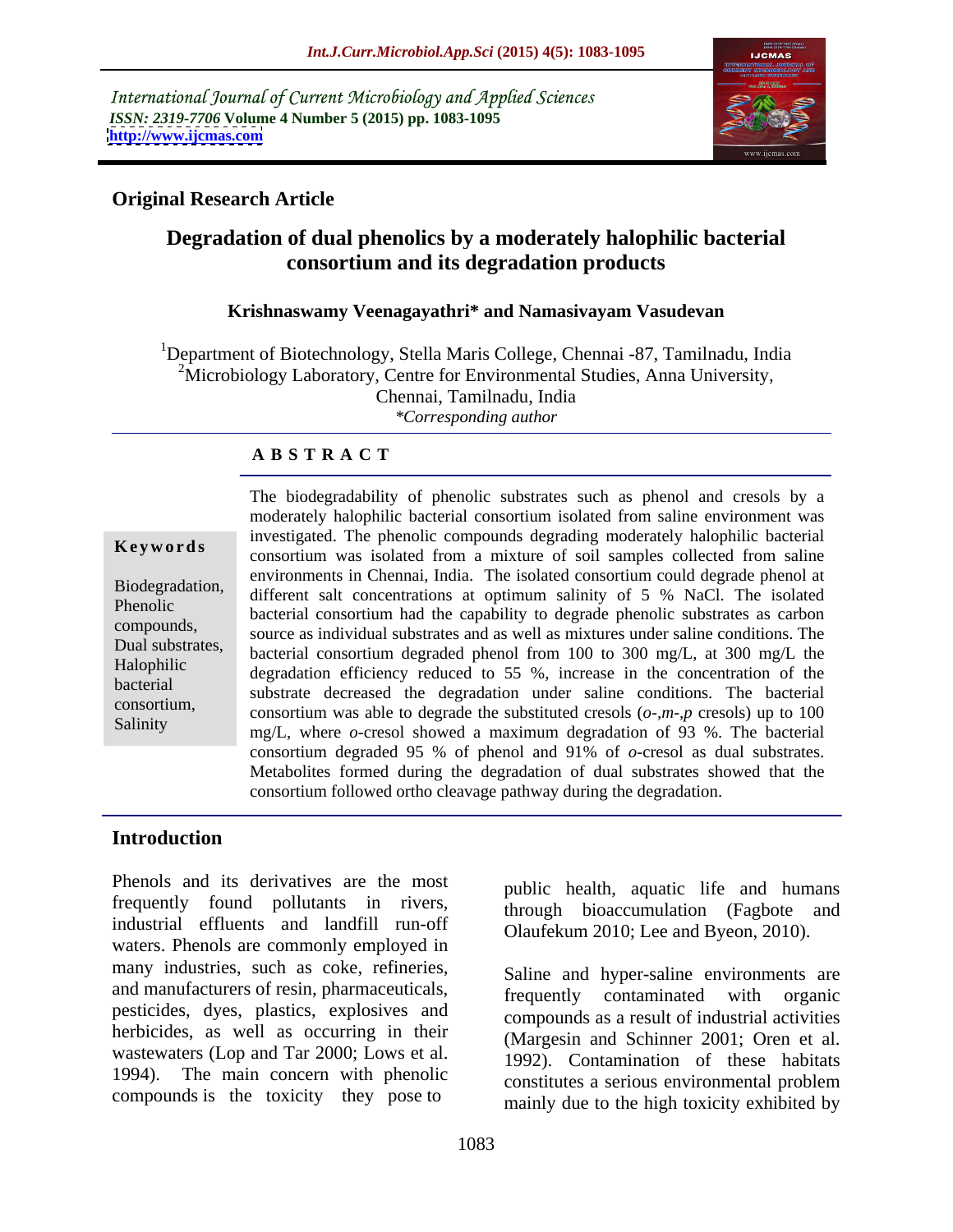International Journal of Current Microbiology and Applied Sciences
*ISSN: 2319-7706* **Volume 4 Number 5 (2015) pp. 1083-1095**
**http://www.ijcmas.com**

**Original Research Article**

# Degradation of dual phenolics by a moderately halophilic bacterial consortium and its degradation products

**Krishnaswamy Veenagayathri\* and Namasivayam Vasudevan**

[1]Department of Biotechnology, Stella Maris College, Chennai -87, Tamilnadu, India
[2]Microbiology Laboratory, Centre for Environmental Studies, Anna University, Chennai, Tamilnadu, India
*\*Corresponding author*

## A B S T R A C T

**Keywords**

Biodegradation, Phenolic compounds, Dual substrates, Halophilic bacterial consortium, Salinity

The biodegradability of phenolic substrates such as phenol and cresols by a moderately halophilic bacterial consortium isolated from saline environment was investigated. The phenolic compounds degrading moderately halophilic bacterial consortium was isolated from a mixture of soil samples collected from saline environments in Chennai, India. The isolated consortium could degrade phenol at different salt concentrations at optimum salinity of 5 % NaCl. The isolated bacterial consortium had the capability to degrade phenolic substrates as carbon source as individual substrates and as well as mixtures under saline conditions. The bacterial consortium degraded phenol from 100 to 300 mg/L, at 300 mg/L the degradation efficiency reduced to 55 %, increase in the concentration of the substrate decreased the degradation under saline conditions. The bacterial consortium was able to degrade the substituted cresols (*o*-,*m*-,*p* cresols) up to 100 mg/L, where *o*-cresol showed a maximum degradation of 93 %. The bacterial consortium degraded 95 % of phenol and 91% of *o*-cresol as dual substrates. Metabolites formed during the degradation of dual substrates showed that the consortium followed ortho cleavage pathway during the degradation.

## Introduction

Phenols and its derivatives are the most frequently found pollutants in rivers, industrial effluents and landfill run-off waters. Phenols are commonly employed in many industries, such as coke, refineries, and manufacturers of resin, pharmaceuticals, pesticides, dyes, plastics, explosives and herbicides, as well as occurring in their wastewaters (Lop and Tar 2000; Lows et al. 1994). The main concern with phenolic compounds is the toxicity they pose to public health, aquatic life and humans through bioaccumulation (Fagbote and Olaufekum 2010; Lee and Byeon, 2010).

Saline and hyper-saline environments are frequently contaminated with organic compounds as a result of industrial activities (Margesin and Schinner 2001; Oren et al. 1992). Contamination of these habitats constitutes a serious environmental problem mainly due to the high toxicity exhibited by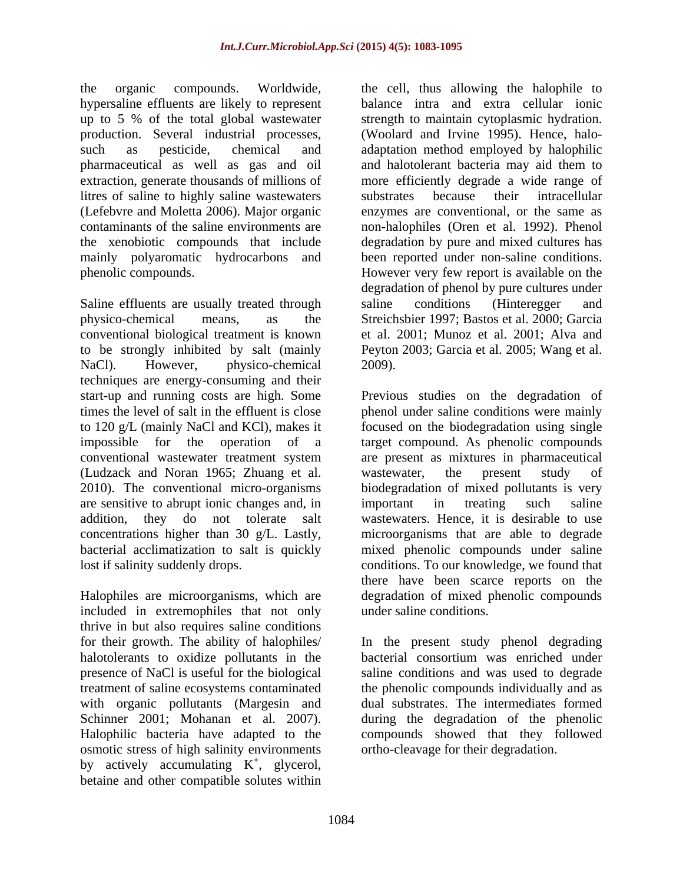the organic compounds. Worldwide, hypersaline effluents are likely to represent up to 5 % of the total global wastewater production. Several industrial processes, such as pesticide, chemical and pharmaceutical as well as gas and oil extraction, generate thousands of millions of litres of saline to highly saline wastewaters (Lefebvre and Moletta 2006). Major organic contaminants of the saline environments are the xenobiotic compounds that include mainly polyaromatic hydrocarbons and phenolic compounds.

Saline effluents are usually treated through physico-chemical means, as the conventional biological treatment is known to be strongly inhibited by salt (mainly NaCl). However, physico-chemical techniques are energy-consuming and their start-up and running costs are high. Some times the level of salt in the effluent is close to 120 g/L (mainly NaCl and KCl), makes it impossible for the operation of a conventional wastewater treatment system (Ludzack and Noran 1965; Zhuang et al. 2010). The conventional micro-organisms are sensitive to abrupt ionic changes and, in addition, they do not tolerate salt concentrations higher than 30 g/L. Lastly, bacterial acclimatization to salt is quickly lost if salinity suddenly drops.

Halophiles are microorganisms, which are included in extremophiles that not only thrive in but also requires saline conditions for their growth. The ability of halophiles/ halotolerants to oxidize pollutants in the presence of NaCl is useful for the biological treatment of saline ecosystems contaminated with organic pollutants (Margesin and Schinner 2001; Mohanan et al. 2007). Halophilic bacteria have adapted to the osmotic stress of high salinity environments by actively accumulating $K^+$, glycerol, betaine and other compatible solutes within the cell, thus allowing the halophile to balance intra and extra cellular ionic strength to maintain cytoplasmic hydration. (Woolard and Irvine 1995). Hence, halo-adaptation method employed by halophilic and halotolerant bacteria may aid them to more efficiently degrade a wide range of substrates because their intracellular enzymes are conventional, or the same as non-halophiles (Oren et al. 1992). Phenol degradation by pure and mixed cultures has been reported under non-saline conditions. However very few report is available on the degradation of phenol by pure cultures under saline conditions (Hinteregger and Streichsbier 1997; Bastos et al. 2000; Garcia et al. 2001; Munoz et al. 2001; Alva and Peyton 2003; Garcia et al. 2005; Wang et al. 2009).

Previous studies on the degradation of phenol under saline conditions were mainly focused on the biodegradation using single target compound. As phenolic compounds are present as mixtures in pharmaceutical wastewater, the present study of biodegradation of mixed pollutants is very important in treating such saline wastewaters. Hence, it is desirable to use microorganisms that are able to degrade mixed phenolic compounds under saline conditions. To our knowledge, we found that there have been scarce reports on the degradation of mixed phenolic compounds under saline conditions.

In the present study phenol degrading bacterial consortium was enriched under saline conditions and was used to degrade the phenolic compounds individually and as dual substrates. The intermediates formed during the degradation of the phenolic compounds showed that they followed ortho-cleavage for their degradation.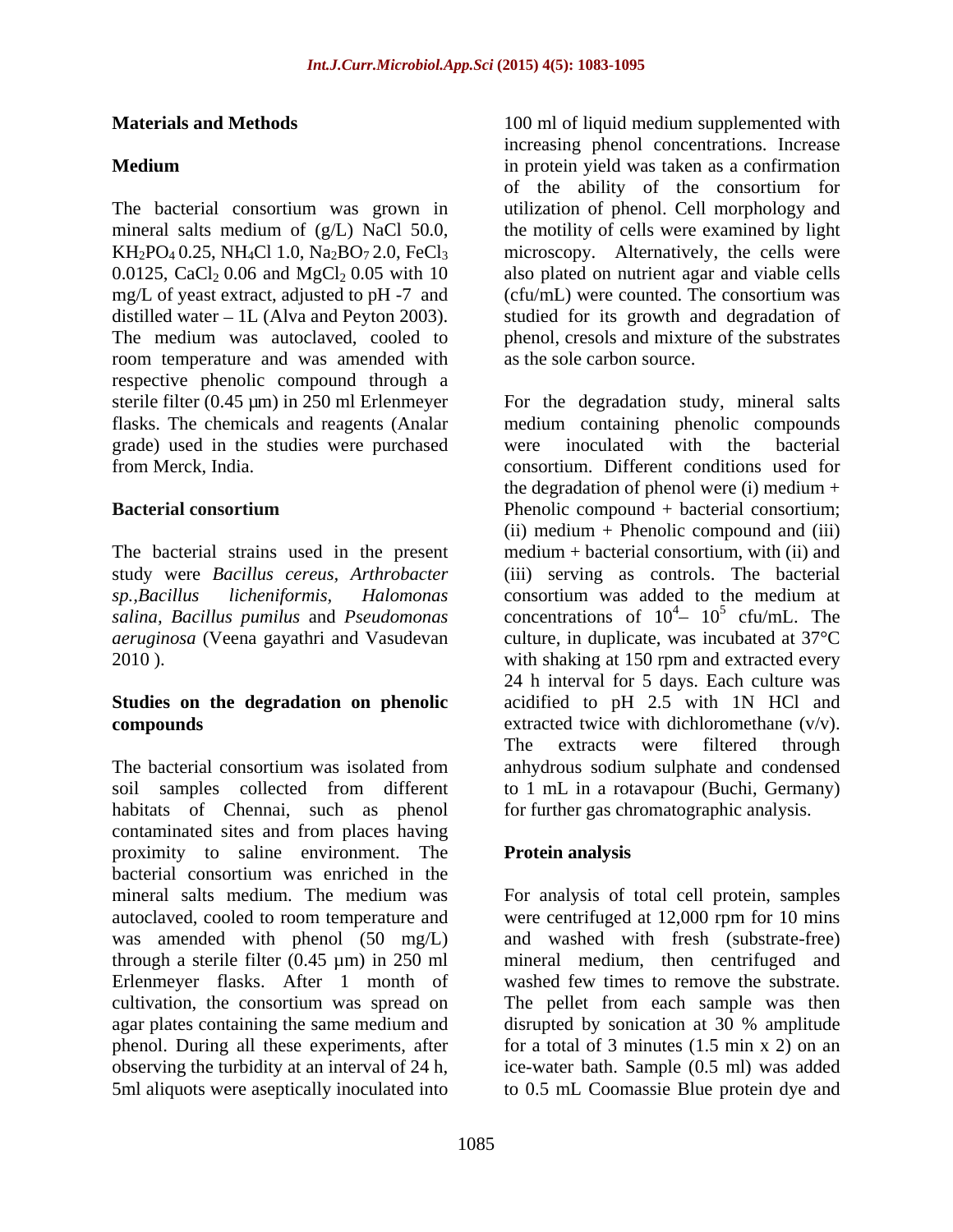## Materials and Methods

### Medium

The bacterial consortium was grown in mineral salts medium of (g/L) NaCl 50.0, $KH_2PO_4$ 0.25, $NH_4Cl$ 1.0, $Na_2BO_7$ 2.0, $FeCl_3$ 0.0125, $CaCl_2$ 0.06 and $MgCl_2$ 0.05 with 10 mg/L of yeast extract, adjusted to pH -7 and distilled water – 1L (Alva and Peyton 2003). The medium was autoclaved, cooled to room temperature and was amended with respective phenolic compound through a sterile filter (0.45 µm) in 250 ml Erlenmeyer flasks. The chemicals and reagents (Analar grade) used in the studies were purchased from Merck, India.

### Bacterial consortium

The bacterial strains used in the present study were *Bacillus cereus, Arthrobacter sp.,Bacillus licheniformis, Halomonas salina, Bacillus pumilus* and *Pseudomonas aeruginosa* (Veena gayathri and Vasudevan 2010 ).

### Studies on the degradation on phenolic compounds

The bacterial consortium was isolated from soil samples collected from different habitats of Chennai, such as phenol contaminated sites and from places having proximity to saline environment. The bacterial consortium was enriched in the mineral salts medium. The medium was autoclaved, cooled to room temperature and was amended with phenol (50 mg/L) through a sterile filter (0.45 µm) in 250 ml Erlenmeyer flasks. After 1 month of cultivation, the consortium was spread on agar plates containing the same medium and phenol. During all these experiments, after observing the turbidity at an interval of 24 h, 5ml aliquots were aseptically inoculated into 100 ml of liquid medium supplemented with increasing phenol concentrations. Increase in protein yield was taken as a confirmation of the ability of the consortium for utilization of phenol. Cell morphology and the motility of cells were examined by light microscopy. Alternatively, the cells were also plated on nutrient agar and viable cells (cfu/mL) were counted. The consortium was studied for its growth and degradation of phenol, cresols and mixture of the substrates as the sole carbon source.

For the degradation study, mineral salts medium containing phenolic compounds were inoculated with the bacterial consortium. Different conditions used for the degradation of phenol were (i) medium + Phenolic compound + bacterial consortium; (ii) medium + Phenolic compound and (iii) medium + bacterial consortium, with (ii) and (iii) serving as controls. The bacterial consortium was added to the medium at concentrations of $10^4$– $10^5$ cfu/mL. The culture, in duplicate, was incubated at 37°C with shaking at 150 rpm and extracted every 24 h interval for 5 days. Each culture was acidified to pH 2.5 with 1N HCl and extracted twice with dichloromethane (v/v). The extracts were filtered through anhydrous sodium sulphate and condensed to 1 mL in a rotavapour (Buchi, Germany) for further gas chromatographic analysis.

### Protein analysis

For analysis of total cell protein, samples were centrifuged at 12,000 rpm for 10 mins and washed with fresh (substrate-free) mineral medium, then centrifuged and washed few times to remove the substrate. The pellet from each sample was then disrupted by sonication at 30 % amplitude for a total of 3 minutes (1.5 min x 2) on an ice-water bath. Sample (0.5 ml) was added to 0.5 mL Coomassie Blue protein dye and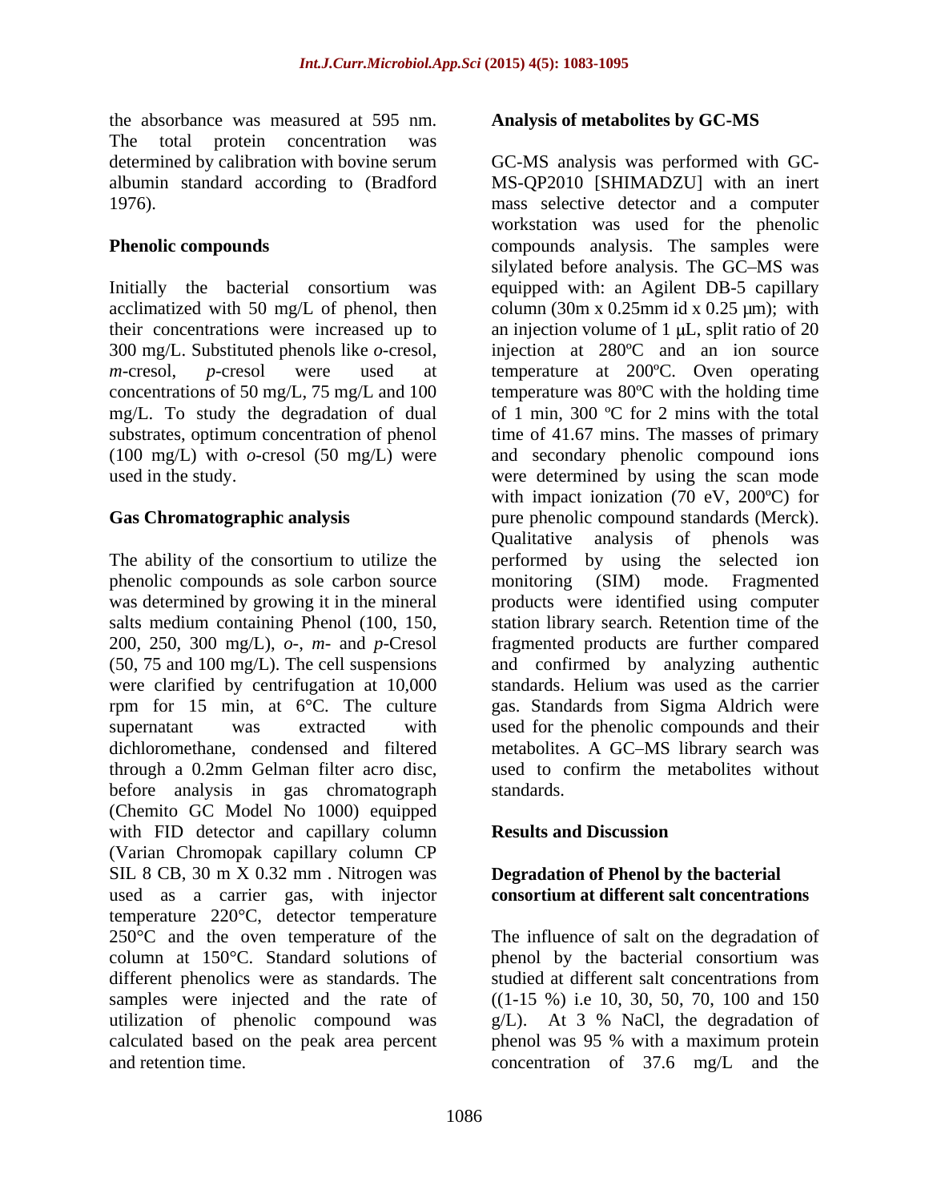the absorbance was measured at 595 nm. The total protein concentration was determined by calibration with bovine serum albumin standard according to (Bradford 1976).

## Phenolic compounds

Initially the bacterial consortium was acclimatized with 50 mg/L of phenol, then their concentrations were increased up to 300 mg/L. Substituted phenols like *o*-cresol, *m*-cresol, *p*-cresol were used at concentrations of 50 mg/L, 75 mg/L and 100 mg/L. To study the degradation of dual substrates, optimum concentration of phenol (100 mg/L) with *o*-cresol (50 mg/L) were used in the study.

## Gas Chromatographic analysis

The ability of the consortium to utilize the phenolic compounds as sole carbon source was determined by growing it in the mineral salts medium containing Phenol (100, 150, 200, 250, 300 mg/L), *o*-, *m*- and *p*-Cresol (50, 75 and 100 mg/L). The cell suspensions were clarified by centrifugation at 10,000 rpm for 15 min, at 6°C. The culture supernatant was extracted with dichloromethane, condensed and filtered through a 0.2mm Gelman filter acro disc, before analysis in gas chromatograph (Chemito GC Model No 1000) equipped with FID detector and capillary column (Varian Chromopak capillary column CP SIL 8 CB, 30 m X 0.32 mm . Nitrogen was used as a carrier gas, with injector temperature 220°C, detector temperature 250°C and the oven temperature of the column at 150°C. Standard solutions of different phenolics were as standards. The samples were injected and the rate of utilization of phenolic compound was calculated based on the peak area percent and retention time.

## Analysis of metabolites by GC-MS

GC-MS analysis was performed with GC-MS-QP2010 [SHIMADZU] with an inert mass selective detector and a computer workstation was used for the phenolic compounds analysis. The samples were silylated before analysis. The GC–MS was equipped with: an Agilent DB-5 capillary column (30m x 0.25mm id x 0.25 μm); with an injection volume of 1 μL, split ratio of 20 injection at 280ºC and an ion source temperature at 200ºC. Oven operating temperature was 80ºC with the holding time of 1 min, 300 ºC for 2 mins with the total time of 41.67 mins. The masses of primary and secondary phenolic compound ions were determined by using the scan mode with impact ionization (70 eV, 200ºC) for pure phenolic compound standards (Merck). Qualitative analysis of phenols was performed by using the selected ion monitoring (SIM) mode. Fragmented products were identified using computer station library search. Retention time of the fragmented products are further compared and confirmed by analyzing authentic standards. Helium was used as the carrier gas. Standards from Sigma Aldrich were used for the phenolic compounds and their metabolites. A GC–MS library search was used to confirm the metabolites without standards.

## Results and Discussion

### Degradation of Phenol by the bacterial consortium at different salt concentrations

The influence of salt on the degradation of phenol by the bacterial consortium was studied at different salt concentrations from ((1-15 %) i.e 10, 30, 50, 70, 100 and 150 g/L). At 3 % NaCl, the degradation of phenol was 95 % with a maximum protein concentration of 37.6 mg/L and the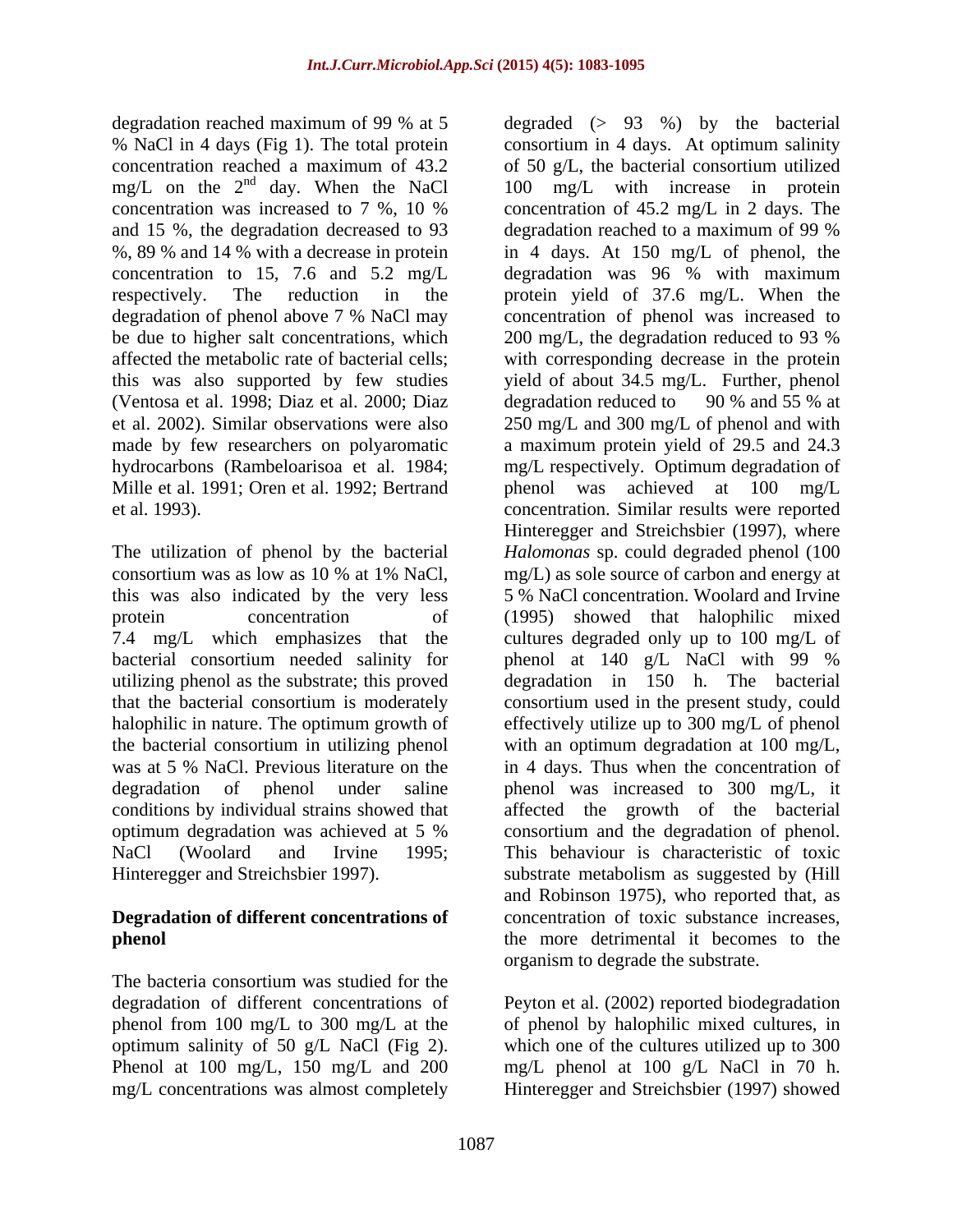degradation reached maximum of 99 % at 5 % NaCl in 4 days (Fig 1). The total protein concentration reached a maximum of 43.2 mg/L on the $2^{nd}$ day. When the NaCl concentration was increased to 7 %, 10 % and 15 %, the degradation decreased to 93 %, 89 % and 14 % with a decrease in protein concentration to 15, 7.6 and 5.2 mg/L respectively. The reduction in the degradation of phenol above 7 % NaCl may be due to higher salt concentrations, which affected the metabolic rate of bacterial cells; this was also supported by few studies (Ventosa et al. 1998; Diaz et al. 2000; Diaz et al. 2002). Similar observations were also made by few researchers on polyaromatic hydrocarbons (Rambeloarisoa et al. 1984; Mille et al. 1991; Oren et al. 1992; Bertrand et al. 1993).

The utilization of phenol by the bacterial consortium was as low as 10 % at 1% NaCl, this was also indicated by the very less protein concentration of 7.4 mg/L which emphasizes that the bacterial consortium needed salinity for utilizing phenol as the substrate; this proved that the bacterial consortium is moderately halophilic in nature. The optimum growth of the bacterial consortium in utilizing phenol was at 5 % NaCl. Previous literature on the degradation of phenol under saline conditions by individual strains showed that optimum degradation was achieved at 5 % NaCl (Woolard and Irvine 1995; Hinteregger and Streichsbier 1997).

## Degradation of different concentrations of phenol

The bacteria consortium was studied for the degradation of different concentrations of phenol from 100 mg/L to 300 mg/L at the optimum salinity of 50 g/L NaCl (Fig 2). Phenol at 100 mg/L, 150 mg/L and 200 mg/L concentrations was almost completely degraded (> 93 %) by the bacterial consortium in 4 days. At optimum salinity of 50 g/L, the bacterial consortium utilized 100 mg/L with increase in protein concentration of 45.2 mg/L in 2 days. The degradation reached to a maximum of 99 % in 4 days. At 150 mg/L of phenol, the degradation was 96 % with maximum protein yield of 37.6 mg/L. When the concentration of phenol was increased to 200 mg/L, the degradation reduced to 93 % with corresponding decrease in the protein yield of about 34.5 mg/L. Further, phenol degradation reduced to 90 % and 55 % at 250 mg/L and 300 mg/L of phenol and with a maximum protein yield of 29.5 and 24.3 mg/L respectively. Optimum degradation of phenol was achieved at 100 mg/L concentration. Similar results were reported Hinteregger and Streichsbier (1997), where *Halomonas* sp. could degraded phenol (100 mg/L) as sole source of carbon and energy at 5 % NaCl concentration. Woolard and Irvine (1995) showed that halophilic mixed cultures degraded only up to 100 mg/L of phenol at 140 g/L NaCl with 99 % degradation in 150 h. The bacterial consortium used in the present study, could effectively utilize up to 300 mg/L of phenol with an optimum degradation at 100 mg/L, in 4 days. Thus when the concentration of phenol was increased to 300 mg/L, it affected the growth of the bacterial consortium and the degradation of phenol. This behaviour is characteristic of toxic substrate metabolism as suggested by (Hill and Robinson 1975), who reported that, as concentration of toxic substance increases, the more detrimental it becomes to the organism to degrade the substrate.

Peyton et al. (2002) reported biodegradation of phenol by halophilic mixed cultures, in which one of the cultures utilized up to 300 mg/L phenol at 100 g/L NaCl in 70 h. Hinteregger and Streichsbier (1997) showed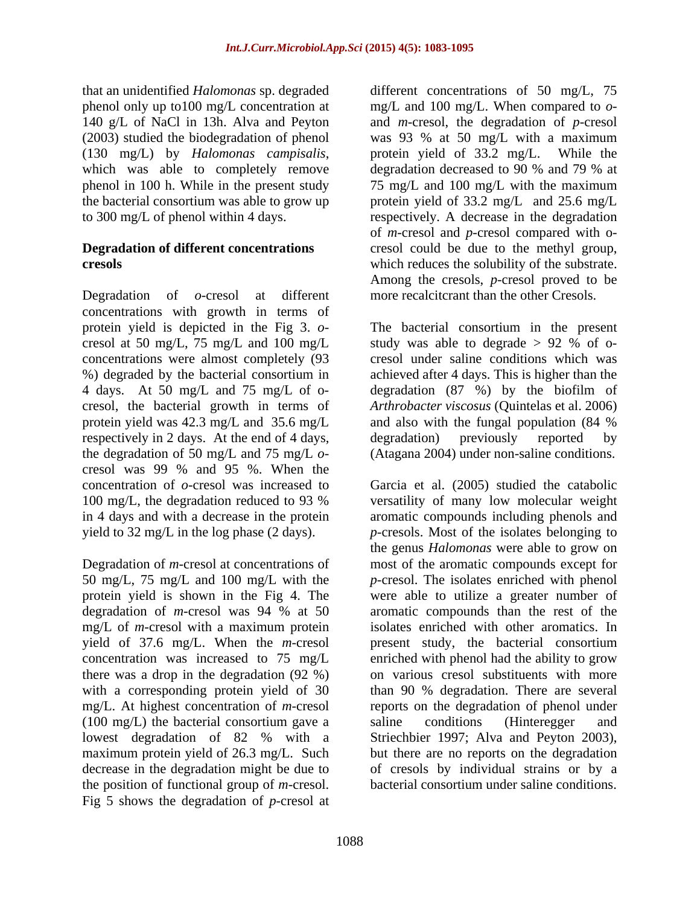that an unidentified *Halomonas* sp. degraded phenol only up to100 mg/L concentration at 140 g/L of NaCl in 13h. Alva and Peyton (2003) studied the biodegradation of phenol (130 mg/L) by *Halomonas campisalis*, which was able to completely remove phenol in 100 h. While in the present study the bacterial consortium was able to grow up to 300 mg/L of phenol within 4 days.

**Degradation of different concentrations cresols**

Degradation of *o*-cresol at different concentrations with growth in terms of protein yield is depicted in the Fig 3. *o*-cresol at 50 mg/L, 75 mg/L and 100 mg/L concentrations were almost completely (93 %) degraded by the bacterial consortium in 4 days. At 50 mg/L and 75 mg/L of o-cresol, the bacterial growth in terms of protein yield was 42.3 mg/L and 35.6 mg/L respectively in 2 days. At the end of 4 days, the degradation of 50 mg/L and 75 mg/L *o*-cresol was 99 % and 95 %. When the concentration of *o*-cresol was increased to 100 mg/L, the degradation reduced to 93 % in 4 days and with a decrease in the protein yield to 32 mg/L in the log phase (2 days).

Degradation of *m*-cresol at concentrations of 50 mg/L, 75 mg/L and 100 mg/L with the protein yield is shown in the Fig 4. The degradation of *m*-cresol was 94 % at 50 mg/L of *m*-cresol with a maximum protein yield of 37.6 mg/L. When the *m*-cresol concentration was increased to 75 mg/L there was a drop in the degradation (92 %) with a corresponding protein yield of 30 mg/L. At highest concentration of *m*-cresol (100 mg/L) the bacterial consortium gave a lowest degradation of 82 % with a maximum protein yield of 26.3 mg/L. Such decrease in the degradation might be due to the position of functional group of *m*-cresol. Fig 5 shows the degradation of *p*-cresol at different concentrations of 50 mg/L, 75 mg/L and 100 mg/L. When compared to *o*- and *m*-cresol, the degradation of *p*-cresol was 93 % at 50 mg/L with a maximum protein yield of 33.2 mg/L. While the degradation decreased to 90 % and 79 % at 75 mg/L and 100 mg/L with the maximum protein yield of 33.2 mg/L and 25.6 mg/L respectively. A decrease in the degradation of *m*-cresol and *p*-cresol compared with o-cresol could be due to the methyl group, which reduces the solubility of the substrate. Among the cresols, *p*-cresol proved to be more recalcitcrant than the other Cresols.

The bacterial consortium in the present study was able to degrade > 92 % of o-cresol under saline conditions which was achieved after 4 days. This is higher than the degradation (87 %) by the biofilm of *Arthrobacter viscosus* (Quintelas et al. 2006) and also with the fungal population (84 % degradation) previously reported by (Atagana 2004) under non-saline conditions.

Garcia et al. (2005) studied the catabolic versatility of many low molecular weight aromatic compounds including phenols and *p*-cresols. Most of the isolates belonging to the genus *Halomonas* were able to grow on most of the aromatic compounds except for *p*-cresol. The isolates enriched with phenol were able to utilize a greater number of aromatic compounds than the rest of the isolates enriched with other aromatics. In present study, the bacterial consortium enriched with phenol had the ability to grow on various cresol substituents with more than 90 % degradation. There are several reports on the degradation of phenol under saline conditions (Hinteregger and Striechbier 1997; Alva and Peyton 2003), but there are no reports on the degradation of cresols by individual strains or by a bacterial consortium under saline conditions.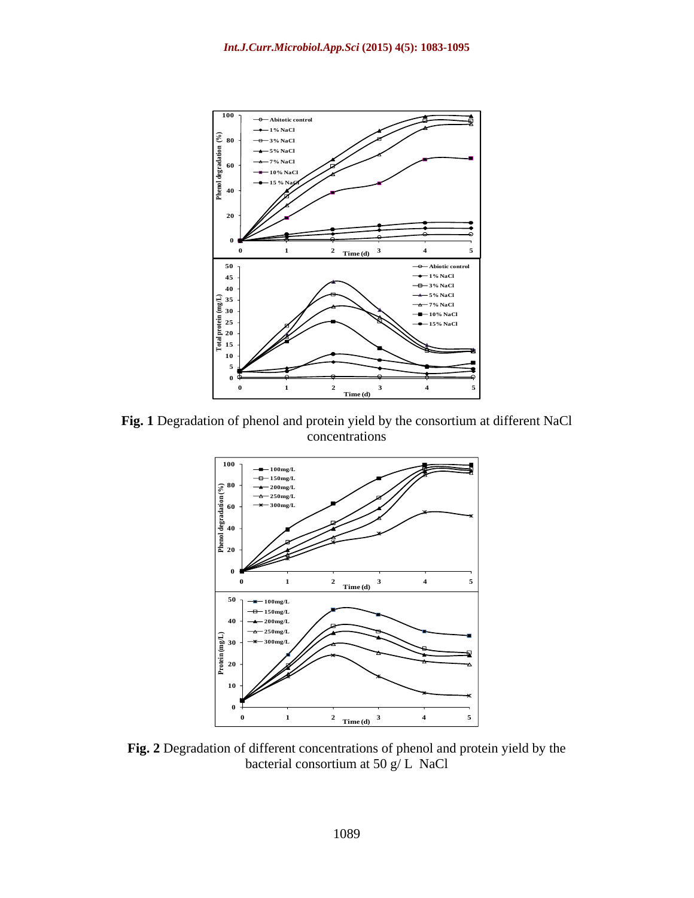**Fig. 1** Degradation of phenol and protein yield by the consortium at different NaCl concentrations

**Fig. 2** Degradation of different concentrations of phenol and protein yield by the bacterial consortium at 50 g/ L NaCl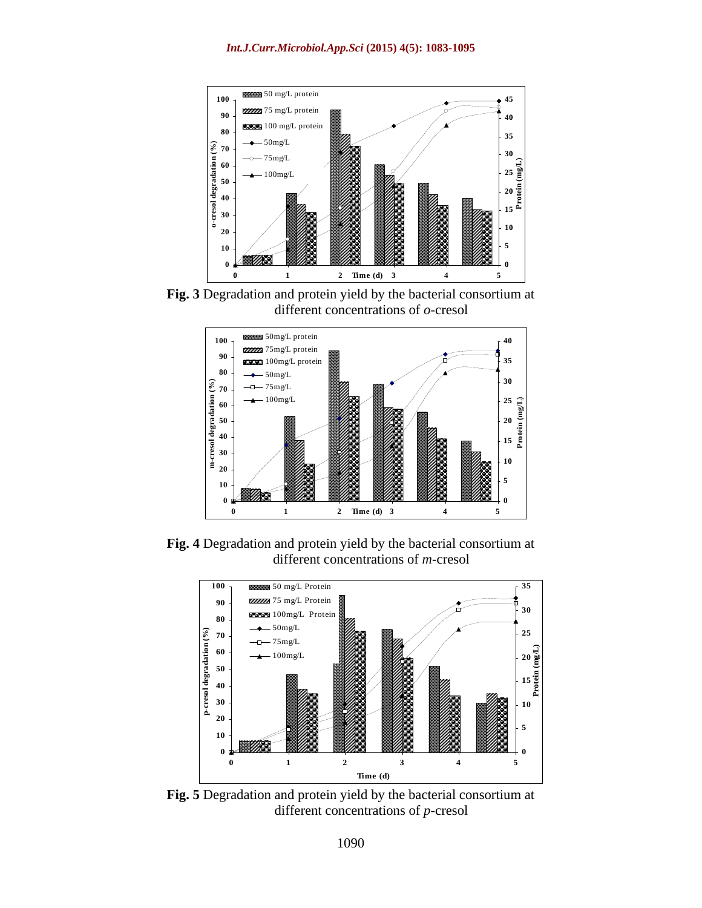**Fig. 3** Degradation and protein yield by the bacterial consortium at different concentrations of *o*-cresol

**Fig. 4** Degradation and protein yield by the bacterial consortium at different concentrations of *m*-cresol

**Fig. 5** Degradation and protein yield by the bacterial consortium at different concentrations of *p*-cresol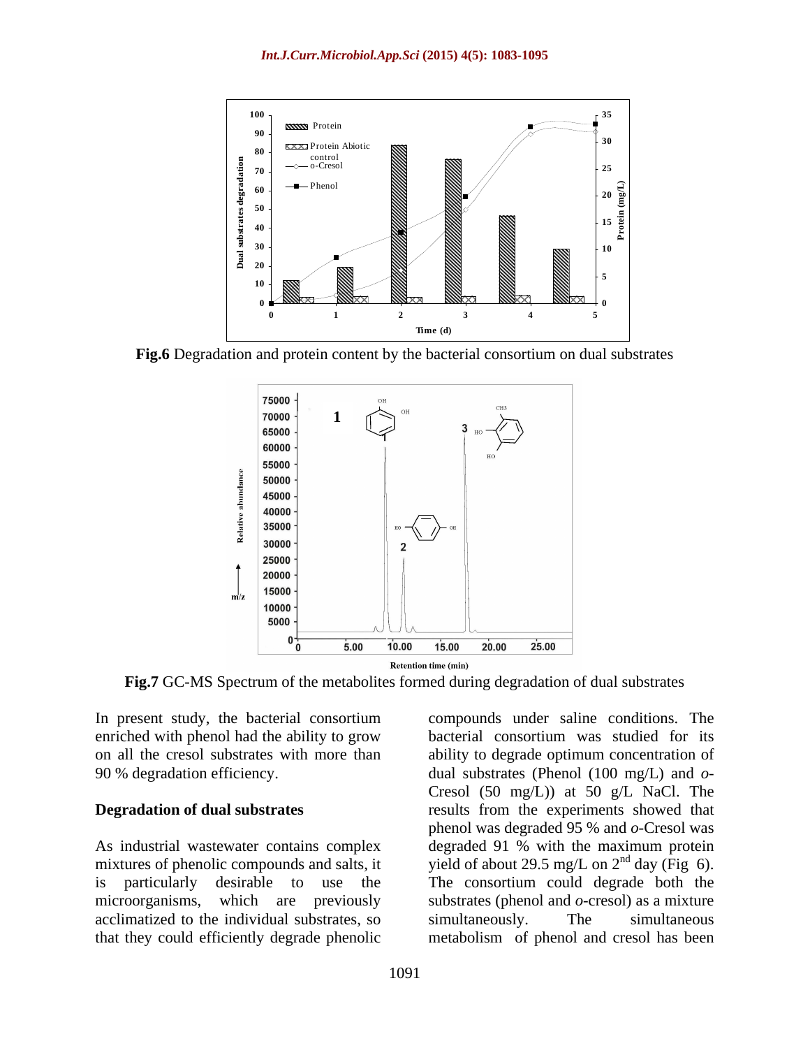Fig.6 Degradation and protein content by the bacterial consortium on dual substrates

Fig.7 GC-MS Spectrum of the metabolites formed during degradation of dual substrates

In present study, the bacterial consortium enriched with phenol had the ability to grow on all the cresol substrates with more than 90 % degradation efficiency.

## Degradation of dual substrates

As industrial wastewater contains complex mixtures of phenolic compounds and salts, it is particularly desirable to use the microorganisms, which are previously acclimatized to the individual substrates, so that they could efficiently degrade phenolic compounds under saline conditions. The bacterial consortium was studied for its ability to degrade optimum concentration of dual substrates (Phenol (100 mg/L) and *o*-Cresol (50 mg/L)) at 50 g/L NaCl. The results from the experiments showed that phenol was degraded 95 % and *o*-Cresol was degraded 91 % with the maximum protein yield of about 29.5 mg/L on 2[nd] day (Fig 6). The consortium could degrade both the substrates (phenol and *o*-cresol) as a mixture simultaneously. The simultaneous metabolism of phenol and cresol has been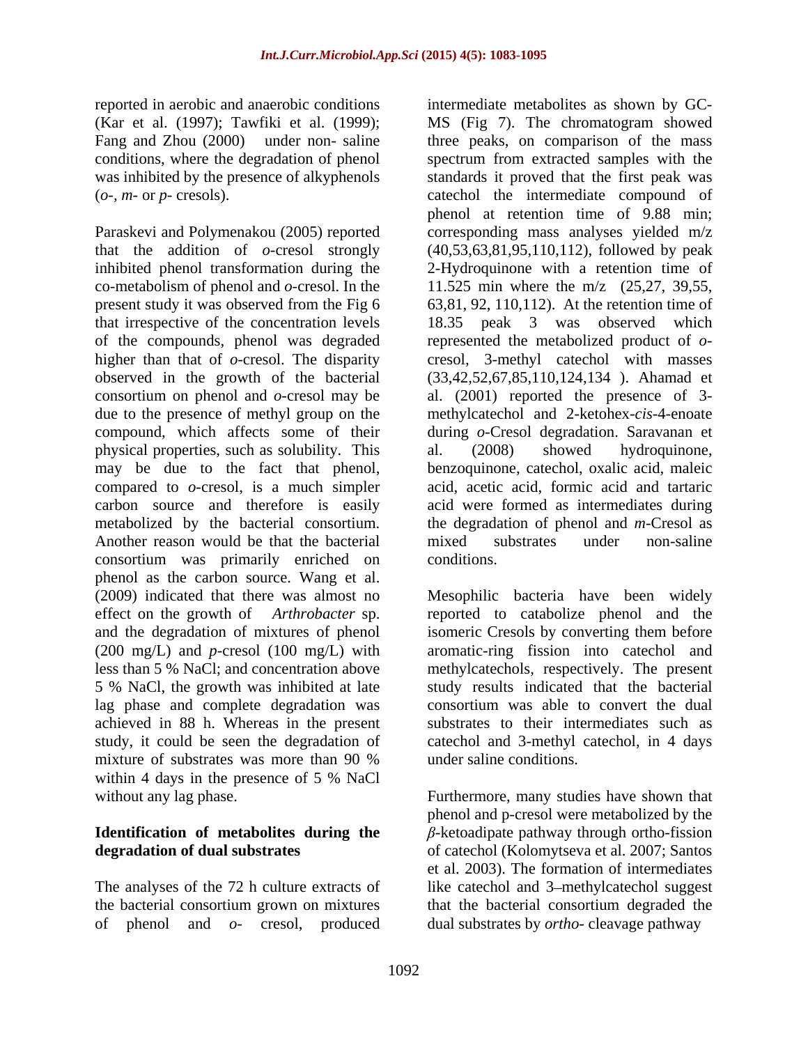reported in aerobic and anaerobic conditions (Kar et al. (1997); Tawfiki et al. (1999); Fang and Zhou (2000) under non- saline conditions, where the degradation of phenol was inhibited by the presence of alkyphenols (*o*-, *m*- or *p*- cresols).

Paraskevi and Polymenakou (2005) reported that the addition of *o*-cresol strongly inhibited phenol transformation during the co-metabolism of phenol and *o*-cresol. In the present study it was observed from the Fig 6 that irrespective of the concentration levels of the compounds, phenol was degraded higher than that of *o*-cresol. The disparity observed in the growth of the bacterial consortium on phenol and *o*-cresol may be due to the presence of methyl group on the compound, which affects some of their physical properties, such as solubility. This may be due to the fact that phenol, compared to *o*-cresol, is a much simpler carbon source and therefore is easily metabolized by the bacterial consortium. Another reason would be that the bacterial consortium was primarily enriched on phenol as the carbon source. Wang et al. (2009) indicated that there was almost no effect on the growth of *Arthrobacter* sp. and the degradation of mixtures of phenol (200 mg/L) and *p*-cresol (100 mg/L) with less than 5 % NaCl; and concentration above 5 % NaCl, the growth was inhibited at late lag phase and complete degradation was achieved in 88 h. Whereas in the present study, it could be seen the degradation of mixture of substrates was more than 90 % within 4 days in the presence of 5 % NaCl without any lag phase.

**Identification of metabolites during the degradation of dual substrates**

The analyses of the 72 h culture extracts of the bacterial consortium grown on mixtures of phenol and *o*- cresol, produced intermediate metabolites as shown by GC-MS (Fig 7). The chromatogram showed three peaks, on comparison of the mass spectrum from extracted samples with the standards it proved that the first peak was catechol the intermediate compound of phenol at retention time of 9.88 min; corresponding mass analyses yielded m/z (40,53,63,81,95,110,112), followed by peak 2-Hydroquinone with a retention time of 11.525 min where the m/z (25,27, 39,55, 63,81, 92, 110,112). At the retention time of 18.35 peak 3 was observed which represented the metabolized product of *o*-cresol, 3-methyl catechol with masses (33,42,52,67,85,110,124,134 ). Ahamad et al. (2001) reported the presence of 3-methylcatechol and 2-ketohex-*cis*-4-enoate during *o*-Cresol degradation. Saravanan et al. (2008) showed hydroquinone, benzoquinone, catechol, oxalic acid, maleic acid, acetic acid, formic acid and tartaric acid were formed as intermediates during the degradation of phenol and *m*-Cresol as mixed substrates under non-saline conditions.

Mesophilic bacteria have been widely reported to catabolize phenol and the isomeric Cresols by converting them before aromatic-ring fission into catechol and methylcatechols, respectively. The present study results indicated that the bacterial consortium was able to convert the dual substrates to their intermediates such as catechol and 3-methyl catechol, in 4 days under saline conditions.

Furthermore, many studies have shown that phenol and p-cresol were metabolized by the $\beta$-ketoadipate pathway through ortho-fission of catechol (Kolomytseva et al. 2007; Santos et al. 2003). The formation of intermediates like catechol and 3–methylcatechol suggest that the bacterial consortium degraded the dual substrates by *ortho*- cleavage pathway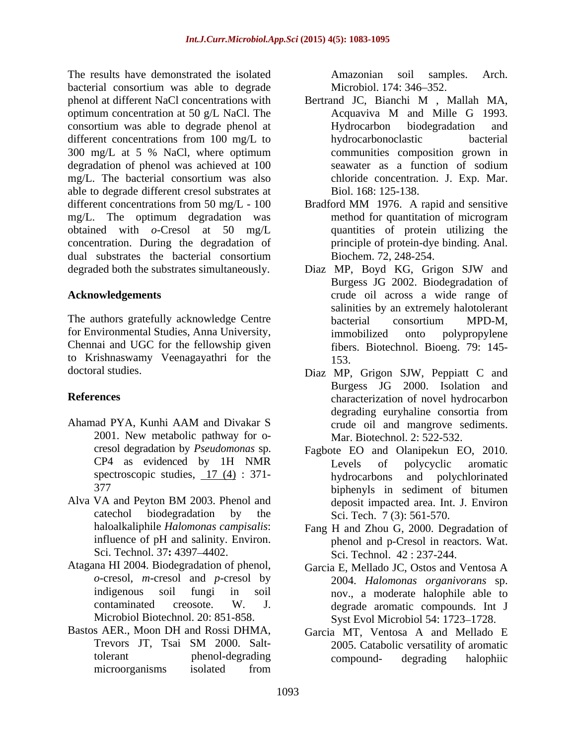The results have demonstrated the isolated bacterial consortium was able to degrade phenol at different NaCl concentrations with optimum concentration at 50 g/L NaCl. The consortium was able to degrade phenol at different concentrations from 100 mg/L to 300 mg/L at 5 % NaCl, where optimum degradation of phenol was achieved at 100 mg/L. The bacterial consortium was also able to degrade different cresol substrates at different concentrations from 50 mg/L - 100 mg/L. The optimum degradation was obtained with *o*-Cresol at 50 mg/L concentration. During the degradation of dual substrates the bacterial consortium degraded both the substrates simultaneously.

## Acknowledgements

The authors gratefully acknowledge Centre for Environmental Studies, Anna University, Chennai and UGC for the fellowship given to Krishnaswamy Veenagayathri for the doctoral studies.

## References

Ahamad PYA, Kunhi AAM and Divakar S 2001. New metabolic pathway for o-cresol degradation by *Pseudomonas* sp. CP4 as evidenced by 1H NMR spectroscopic studies, 17 (4) : 371-377

Alva VA and Peyton BM 2003. Phenol and catechol biodegradation by the haloalkaliphile *Halomonas campisalis*: influence of pH and salinity. Environ. Sci. Technol. 37**:** 4397–4402.

Atagana HI 2004. Biodegradation of phenol, *o*-cresol, *m*-cresol and *p*-cresol by indigenous soil fungi in soil contaminated creosote. W. J. Microbiol Biotechnol. 20: 851-858.

Bastos AER., Moon DH and Rossi DHMA, Trevors JT, Tsai SM 2000. Salt-tolerant phenol-degrading microorganisms isolated from Amazonian soil samples. Arch. Microbiol. 174: 346–352.

Bertrand JC, Bianchi M , Mallah MA, Acquaviva M and Mille G 1993. Hydrocarbon biodegradation and hydrocarbonoclastic bacterial communities composition grown in seawater as a function of sodium chloride concentration. J. Exp. Mar. Biol. 168: 125-138.

Bradford MM 1976. A rapid and sensitive method for quantitation of microgram quantities of protein utilizing the principle of protein-dye binding. Anal. Biochem. 72, 248-254.

Diaz MP, Boyd KG, Grigon SJW and Burgess JG 2002. Biodegradation of crude oil across a wide range of salinities by an extremely halotolerant bacterial consortium MPD-M, immobilized onto polypropylene fibers. Biotechnol. Bioeng. 79: 145-153.

Diaz MP, Grigon SJW, Peppiatt C and Burgess JG 2000. Isolation and characterization of novel hydrocarbon degrading euryhaline consortia from crude oil and mangrove sediments. Mar. Biotechnol. 2: 522-532.

Fagbote EO and Olanipekun EO, 2010. Levels of polycyclic aromatic hydrocarbons and polychlorinated biphenyls in sediment of bitumen deposit impacted area. Int. J. Environ Sci. Tech. 7 (3): 561-570.

Fang H and Zhou G, 2000. Degradation of phenol and p-Cresol in reactors. Wat. Sci. Technol. 42 : 237-244.

Garcia E, Mellado JC, Ostos and Ventosa A 2004. *Halomonas organivorans* sp. nov., a moderate halophile able to degrade aromatic compounds. Int J Syst Evol Microbiol 54: 1723–1728.

Garcia MT, Ventosa A and Mellado E 2005. Catabolic versatility of aromatic compound- degrading halophiic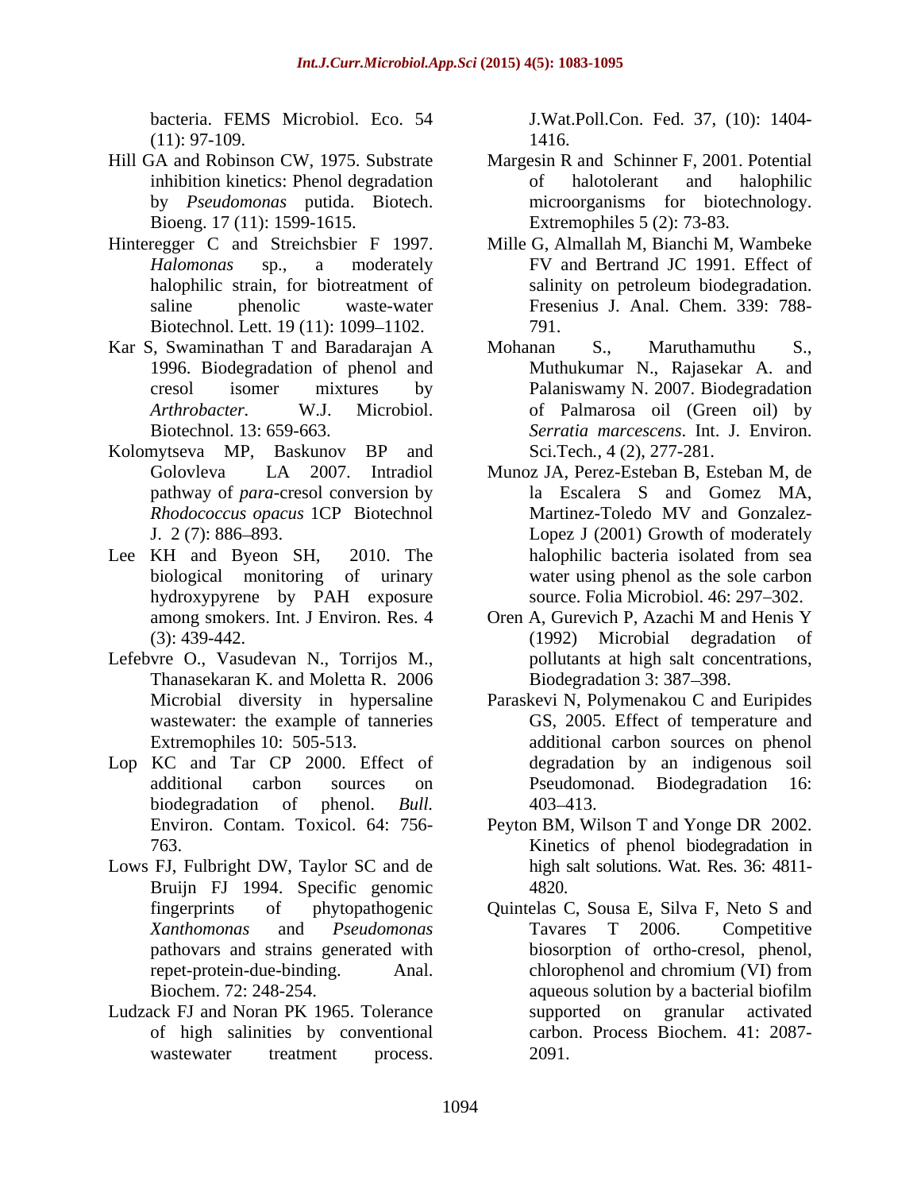bacteria. FEMS Microbiol. Eco. 54 (11): 97-109.

Hill GA and Robinson CW, 1975. Substrate inhibition kinetics: Phenol degradation by *Pseudomonas* putida. Biotech. Bioeng. 17 (11): 1599-1615.

Hinteregger C and Streichsbier F 1997. *Halomonas* sp., a moderately halophilic strain, for biotreatment of saline phenolic waste-water Biotechnol. Lett. 19 (11): 1099–1102.

Kar S, Swaminathan T and Baradarajan A 1996. Biodegradation of phenol and cresol isomer mixtures by *Arthrobacter.* W.J. Microbiol. Biotechnol. 13: 659-663.

Kolomytseva MP, Baskunov BP and Golovleva LA 2007. Intradiol pathway of *para*-cresol conversion by *Rhodococcus opacus* 1CP Biotechnol J. 2 (7): 886–893.

Lee KH and Byeon SH, 2010. The biological monitoring of urinary hydroxypyrene by PAH exposure among smokers. Int. J Environ. Res. 4 (3): 439-442.

Lefebvre O., Vasudevan N., Torrijos M., Thanasekaran K. and Moletta R. 2006 Microbial diversity in hypersaline wastewater: the example of tanneries Extremophiles 10: 505-513.

Lop KC and Tar CP 2000. Effect of additional carbon sources on biodegradation of phenol. *Bull.* Environ. Contam. Toxicol. 64: 756-763.

Lows FJ, Fulbright DW, Taylor SC and de Bruijn FJ 1994. Specific genomic fingerprints of phytopathogenic *Xanthomonas* and *Pseudomonas* pathovars and strains generated with repet-protein-due-binding. Anal. Biochem. 72: 248-254.

Ludzack FJ and Noran PK 1965. Tolerance of high salinities by conventional wastewater treatment process. J.Wat.Poll.Con. Fed. 37, (10): 1404-1416.

Margesin R and Schinner F, 2001. Potential of halotolerant and halophilic microorganisms for biotechnology. Extremophiles 5 (2): 73-83.

Mille G, Almallah M, Bianchi M, Wambeke FV and Bertrand JC 1991. Effect of salinity on petroleum biodegradation. Fresenius J. Anal. Chem. 339: 788-791.

Mohanan S., Maruthamuthu S., Muthukumar N., Rajasekar A. and Palaniswamy N. 2007. Biodegradation of Palmarosa oil (Green oil) by *Serratia marcescens*. Int. J. Environ. Sci.Tech., 4 (2), 277-281.

Munoz JA, Perez-Esteban B, Esteban M, de la Escalera S and Gomez MA, Martinez-Toledo MV and Gonzalez-Lopez J (2001) Growth of moderately halophilic bacteria isolated from sea water using phenol as the sole carbon source. Folia Microbiol. 46: 297–302.

Oren A, Gurevich P, Azachi M and Henis Y (1992) Microbial degradation of pollutants at high salt concentrations, Biodegradation 3: 387–398.

Paraskevi N, Polymenakou C and Euripides GS, 2005. Effect of temperature and additional carbon sources on phenol degradation by an indigenous soil Pseudomonad. Biodegradation 16: 403–413.

Peyton BM, Wilson T and Yonge DR 2002. Kinetics of phenol biodegradation in high salt solutions. Wat. Res. 36: 4811-4820.

Quintelas C, Sousa E, Silva F, Neto S and Tavares T 2006. Competitive biosorption of ortho-cresol, phenol, chlorophenol and chromium (VI) from aqueous solution by a bacterial biofilm supported on granular activated carbon. Process Biochem. 41: 2087-2091.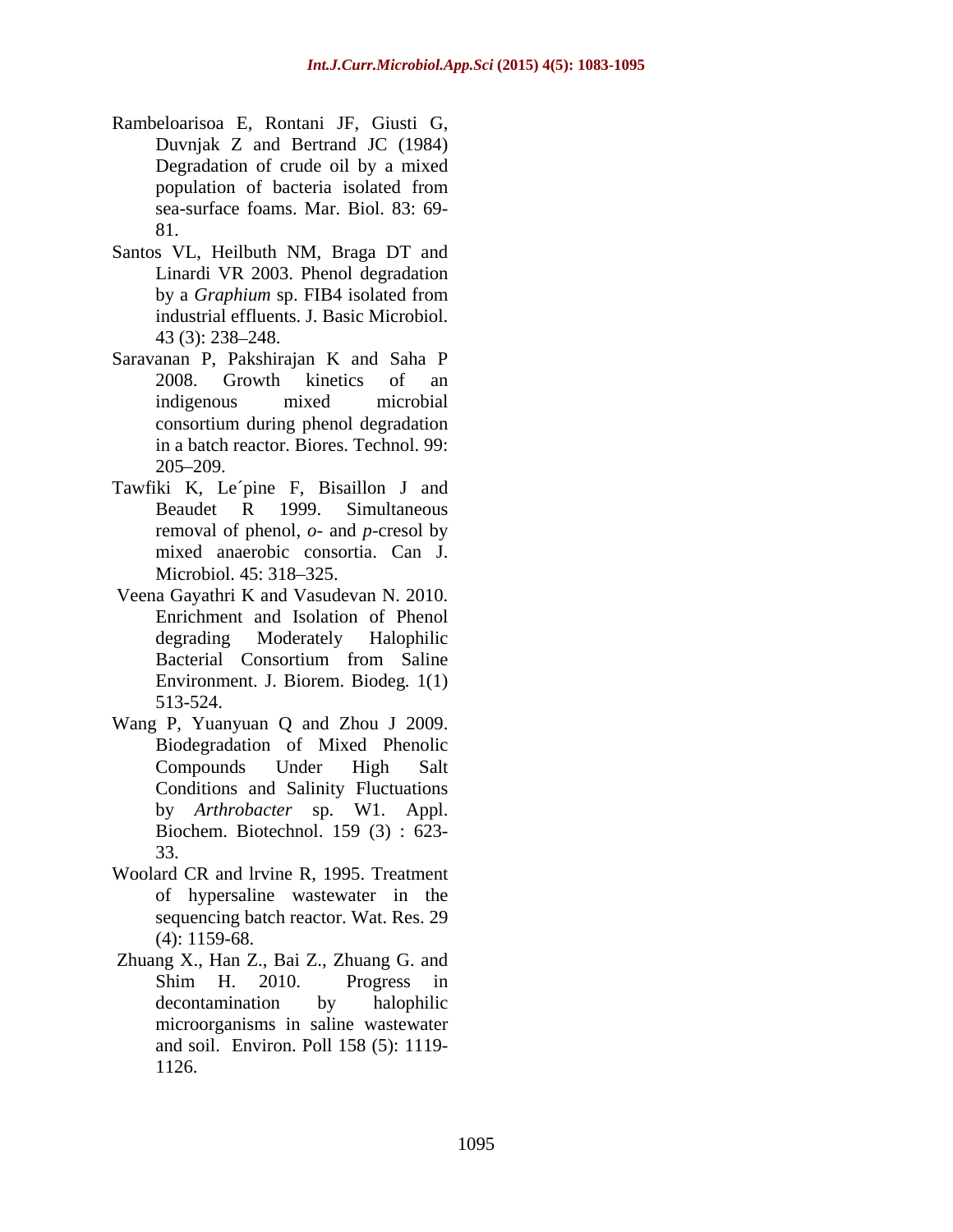Rambeloarisoa E, Rontani JF, Giusti G, Duvnjak Z and Bertrand JC (1984) Degradation of crude oil by a mixed population of bacteria isolated from sea-surface foams. Mar. Biol. 83: 69-81.

Santos VL, Heilbuth NM, Braga DT and Linardi VR 2003. Phenol degradation by a *Graphium* sp. FIB4 isolated from industrial effluents. J. Basic Microbiol. 43 (3): 238–248.

Saravanan P, Pakshirajan K and Saha P 2008. Growth kinetics of an indigenous mixed microbial consortium during phenol degradation in a batch reactor. Biores. Technol. 99: 205–209.

Tawfiki K, Le´pine F, Bisaillon J and Beaudet R 1999. Simultaneous removal of phenol, *o*- and *p*-cresol by mixed anaerobic consortia. Can J. Microbiol. 45: 318–325.

Veena Gayathri K and Vasudevan N. 2010. Enrichment and Isolation of Phenol degrading Moderately Halophilic Bacterial Consortium from Saline Environment. J. Biorem. Biodeg*.* 1(1) 513-524.

Wang P, Yuanyuan Q and Zhou J 2009. Biodegradation of Mixed Phenolic Compounds Under High Salt Conditions and Salinity Fluctuations by *Arthrobacter* sp. W1. Appl. Biochem. Biotechnol. 159 (3) : 623-33.

Woolard CR and lrvine R, 1995. Treatment of hypersaline wastewater in the sequencing batch reactor. Wat. Res. 29 (4): 1159-68.

Zhuang X., Han Z., Bai Z., Zhuang G. and Shim H. 2010. Progress in decontamination by halophilic microorganisms in saline wastewater and soil. Environ. Poll 158 (5): 1119-1126.